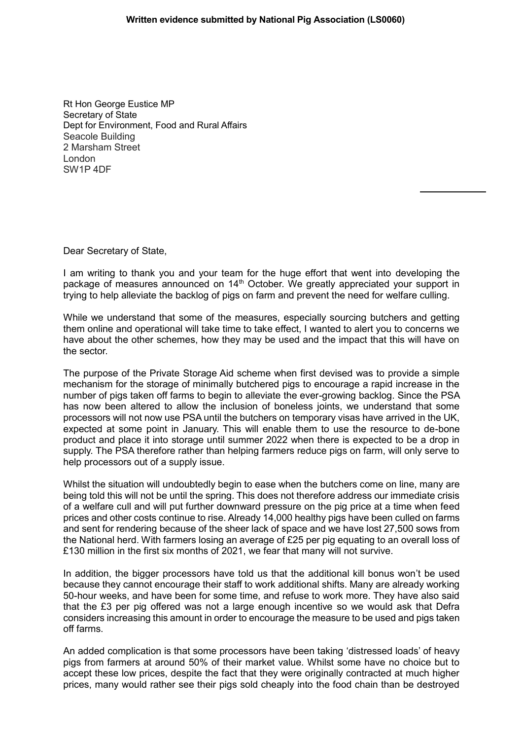**Written evidence submitted by National Pig Association (LS0060)**

Rt Hon George Eustice MP
Secretary of State
Dept for Environment, Food and Rural Affairs
Seacole Building
2 Marsham Street
London
SW1P 4DF

Dear Secretary of State,

I am writing to thank you and your team for the huge effort that went into developing the package of measures announced on 14th October. We greatly appreciated your support in trying to help alleviate the backlog of pigs on farm and prevent the need for welfare culling.

While we understand that some of the measures, especially sourcing butchers and getting them online and operational will take time to take effect, I wanted to alert you to concerns we have about the other schemes, how they may be used and the impact that this will have on the sector.

The purpose of the Private Storage Aid scheme when first devised was to provide a simple mechanism for the storage of minimally butchered pigs to encourage a rapid increase in the number of pigs taken off farms to begin to alleviate the ever-growing backlog. Since the PSA has now been altered to allow the inclusion of boneless joints, we understand that some processors will not now use PSA until the butchers on temporary visas have arrived in the UK, expected at some point in January. This will enable them to use the resource to de-bone product and place it into storage until summer 2022 when there is expected to be a drop in supply. The PSA therefore rather than helping farmers reduce pigs on farm, will only serve to help processors out of a supply issue.

Whilst the situation will undoubtedly begin to ease when the butchers come on line, many are being told this will not be until the spring. This does not therefore address our immediate crisis of a welfare cull and will put further downward pressure on the pig price at a time when feed prices and other costs continue to rise. Already 14,000 healthy pigs have been culled on farms and sent for rendering because of the sheer lack of space and we have lost 27,500 sows from the National herd. With farmers losing an average of £25 per pig equating to an overall loss of £130 million in the first six months of 2021, we fear that many will not survive.

In addition, the bigger processors have told us that the additional kill bonus won't be used because they cannot encourage their staff to work additional shifts. Many are already working 50-hour weeks, and have been for some time, and refuse to work more. They have also said that the £3 per pig offered was not a large enough incentive so we would ask that Defra considers increasing this amount in order to encourage the measure to be used and pigs taken off farms.

An added complication is that some processors have been taking 'distressed loads' of heavy pigs from farmers at around 50% of their market value. Whilst some have no choice but to accept these low prices, despite the fact that they were originally contracted at much higher prices, many would rather see their pigs sold cheaply into the food chain than be destroyed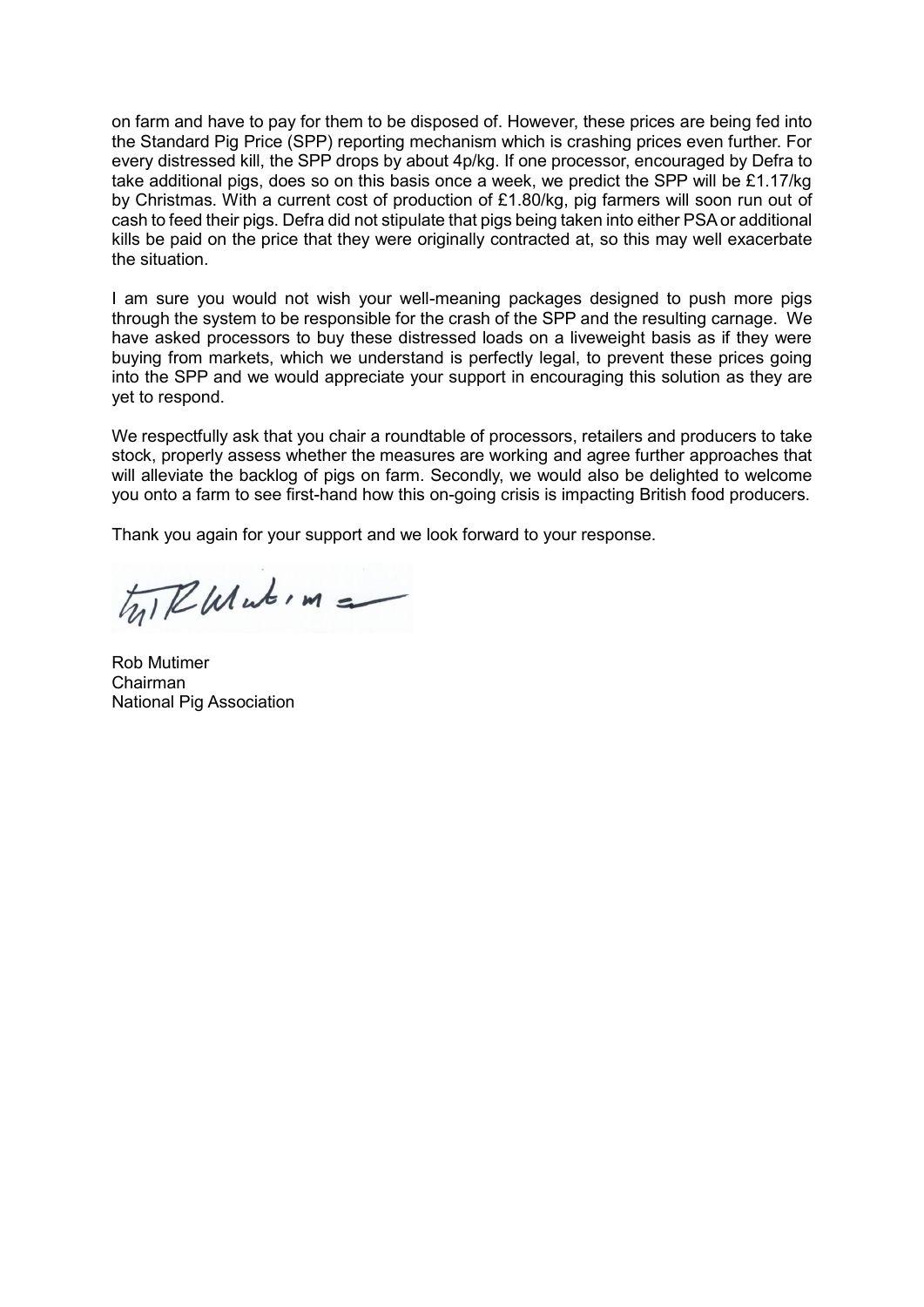on farm and have to pay for them to be disposed of. However, these prices are being fed into the Standard Pig Price (SPP) reporting mechanism which is crashing prices even further. For every distressed kill, the SPP drops by about 4p/kg. If one processor, encouraged by Defra to take additional pigs, does so on this basis once a week, we predict the SPP will be £1.17/kg by Christmas. With a current cost of production of £1.80/kg, pig farmers will soon run out of cash to feed their pigs. Defra did not stipulate that pigs being taken into either PSA or additional kills be paid on the price that they were originally contracted at, so this may well exacerbate the situation.

I am sure you would not wish your well-meaning packages designed to push more pigs through the system to be responsible for the crash of the SPP and the resulting carnage. We have asked processors to buy these distressed loads on a liveweight basis as if they were buying from markets, which we understand is perfectly legal, to prevent these prices going into the SPP and we would appreciate your support in encouraging this solution as they are yet to respond.

We respectfully ask that you chair a roundtable of processors, retailers and producers to take stock, properly assess whether the measures are working and agree further approaches that will alleviate the backlog of pigs on farm. Secondly, we would also be delighted to welcome you onto a farm to see first-hand how this on-going crisis is impacting British food producers.

Thank you again for your support and we look forward to your response.

Rob Mutimer
Chairman
National Pig Association